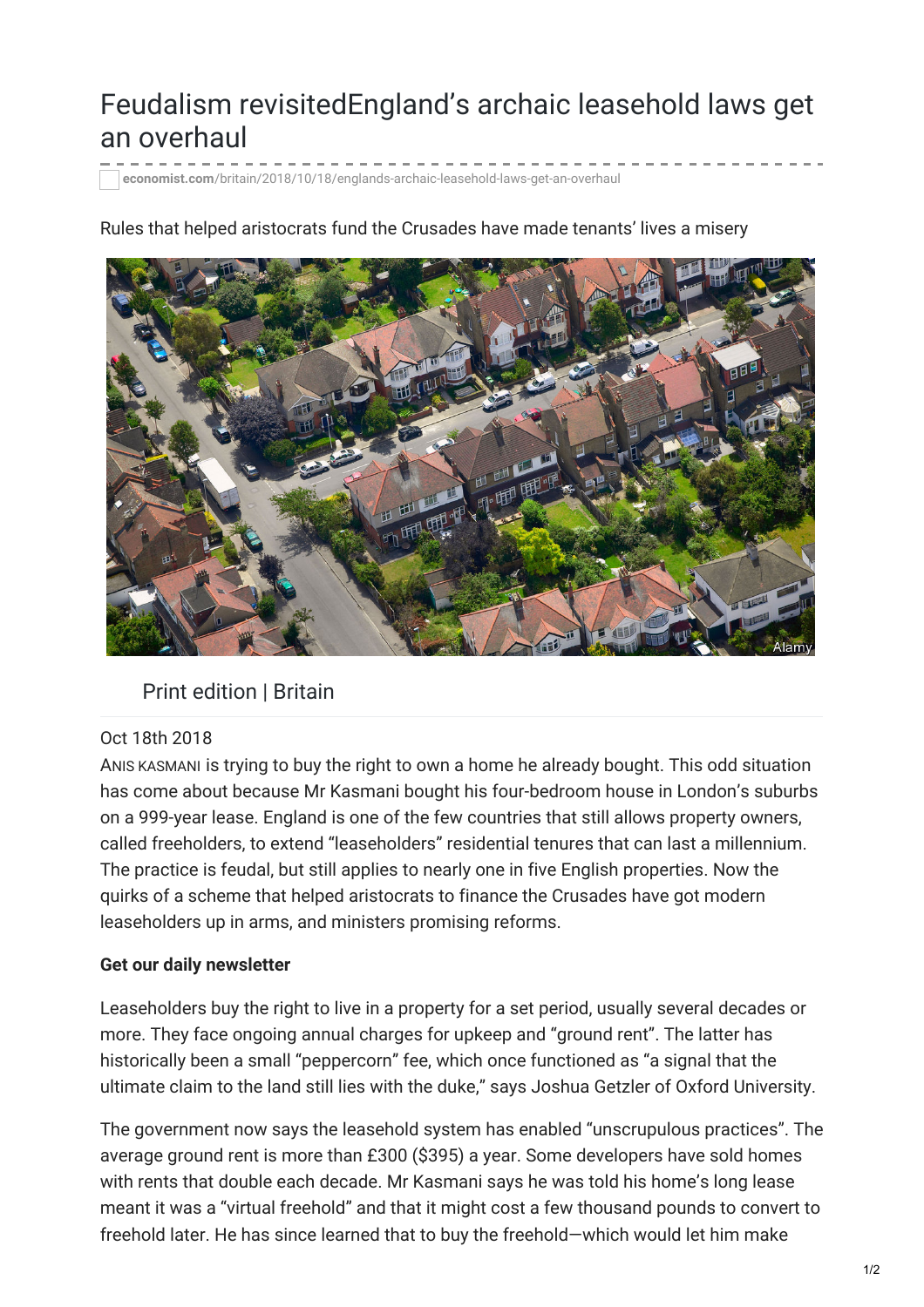# Feudalism revisitedEngland's archaic leasehold laws get an overhaul

economist.com/britain/2018/10/18/englands-archaic-leasehold-laws-get-an-overhaul

Rules that helped aristocrats fund the Crusades have made tenants' lives a misery

Alamy

Print edition | Britain

Oct 18th 2018

ANIS KASMANI is trying to buy the right to own a home he already bought. This odd situation has come about because Mr Kasmani bought his four-bedroom house in London's suburbs on a 999-year lease. England is one of the few countries that still allows property owners, called freeholders, to extend "leaseholders" residential tenures that can last a millennium. The practice is feudal, but still applies to nearly one in five English properties. Now the quirks of a scheme that helped aristocrats to finance the Crusades have got modern leaseholders up in arms, and ministers promising reforms.

**Get our daily newsletter**

Leaseholders buy the right to live in a property for a set period, usually several decades or more. They face ongoing annual charges for upkeep and "ground rent". The latter has historically been a small "peppercorn" fee, which once functioned as "a signal that the ultimate claim to the land still lies with the duke," says Joshua Getzler of Oxford University.

The government now says the leasehold system has enabled "unscrupulous practices". The average ground rent is more than £300 ($395) a year. Some developers have sold homes with rents that double each decade. Mr Kasmani says he was told his home's long lease meant it was a "virtual freehold" and that it might cost a few thousand pounds to convert to freehold later. He has since learned that to buy the freehold—which would let him make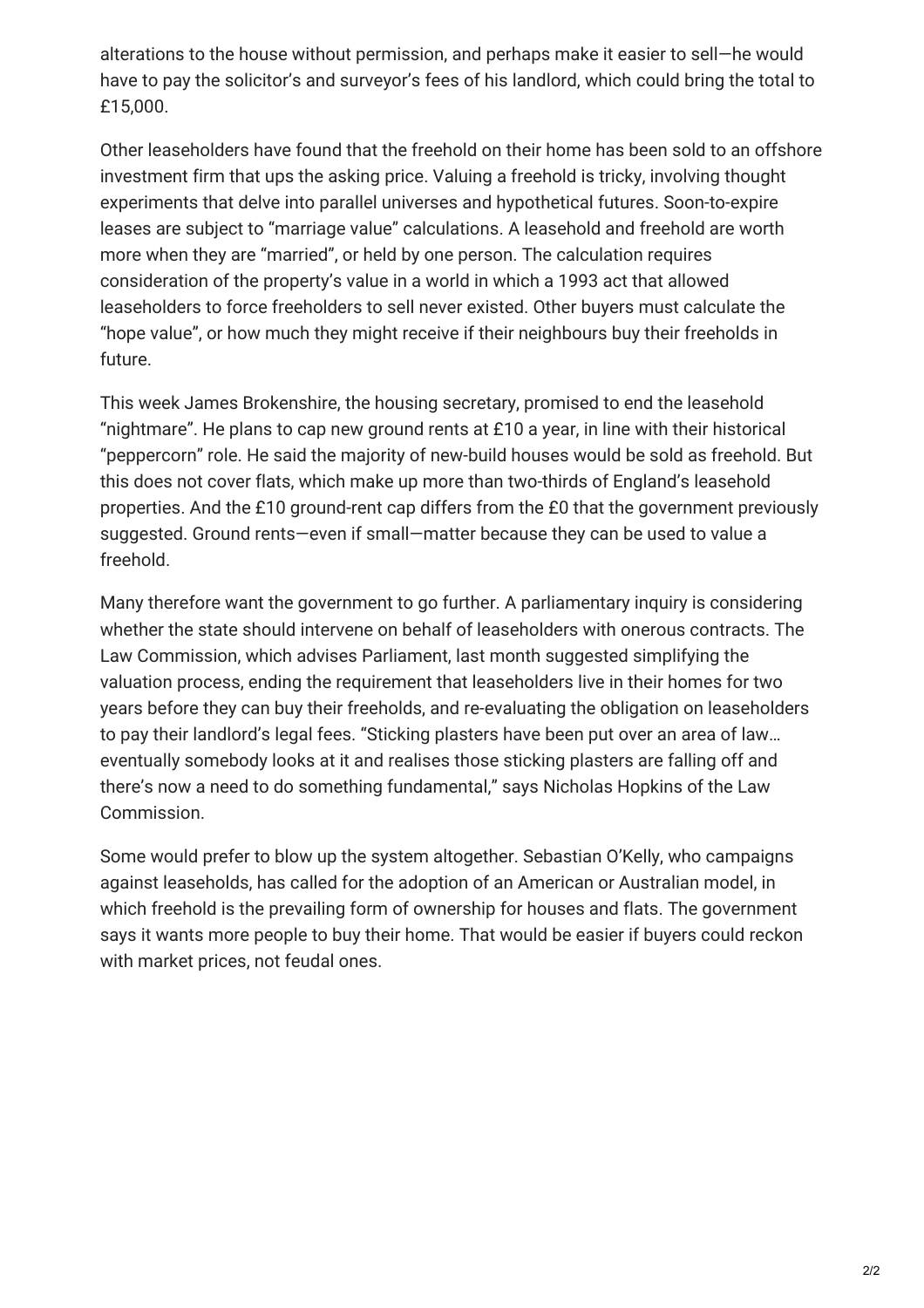alterations to the house without permission, and perhaps make it easier to sell—he would have to pay the solicitor's and surveyor's fees of his landlord, which could bring the total to £15,000.

Other leaseholders have found that the freehold on their home has been sold to an offshore investment firm that ups the asking price. Valuing a freehold is tricky, involving thought experiments that delve into parallel universes and hypothetical futures. Soon-to-expire leases are subject to "marriage value" calculations. A leasehold and freehold are worth more when they are "married", or held by one person. The calculation requires consideration of the property's value in a world in which a 1993 act that allowed leaseholders to force freeholders to sell never existed. Other buyers must calculate the "hope value", or how much they might receive if their neighbours buy their freeholds in future.

This week James Brokenshire, the housing secretary, promised to end the leasehold "nightmare". He plans to cap new ground rents at £10 a year, in line with their historical "peppercorn" role. He said the majority of new-build houses would be sold as freehold. But this does not cover flats, which make up more than two-thirds of England's leasehold properties. And the £10 ground-rent cap differs from the £0 that the government previously suggested. Ground rents—even if small—matter because they can be used to value a freehold.

Many therefore want the government to go further. A parliamentary inquiry is considering whether the state should intervene on behalf of leaseholders with onerous contracts. The Law Commission, which advises Parliament, last month suggested simplifying the valuation process, ending the requirement that leaseholders live in their homes for two years before they can buy their freeholds, and re-evaluating the obligation on leaseholders to pay their landlord's legal fees. "Sticking plasters have been put over an area of law… eventually somebody looks at it and realises those sticking plasters are falling off and there's now a need to do something fundamental," says Nicholas Hopkins of the Law Commission.

Some would prefer to blow up the system altogether. Sebastian O'Kelly, who campaigns against leaseholds, has called for the adoption of an American or Australian model, in which freehold is the prevailing form of ownership for houses and flats. The government says it wants more people to buy their home. That would be easier if buyers could reckon with market prices, not feudal ones.